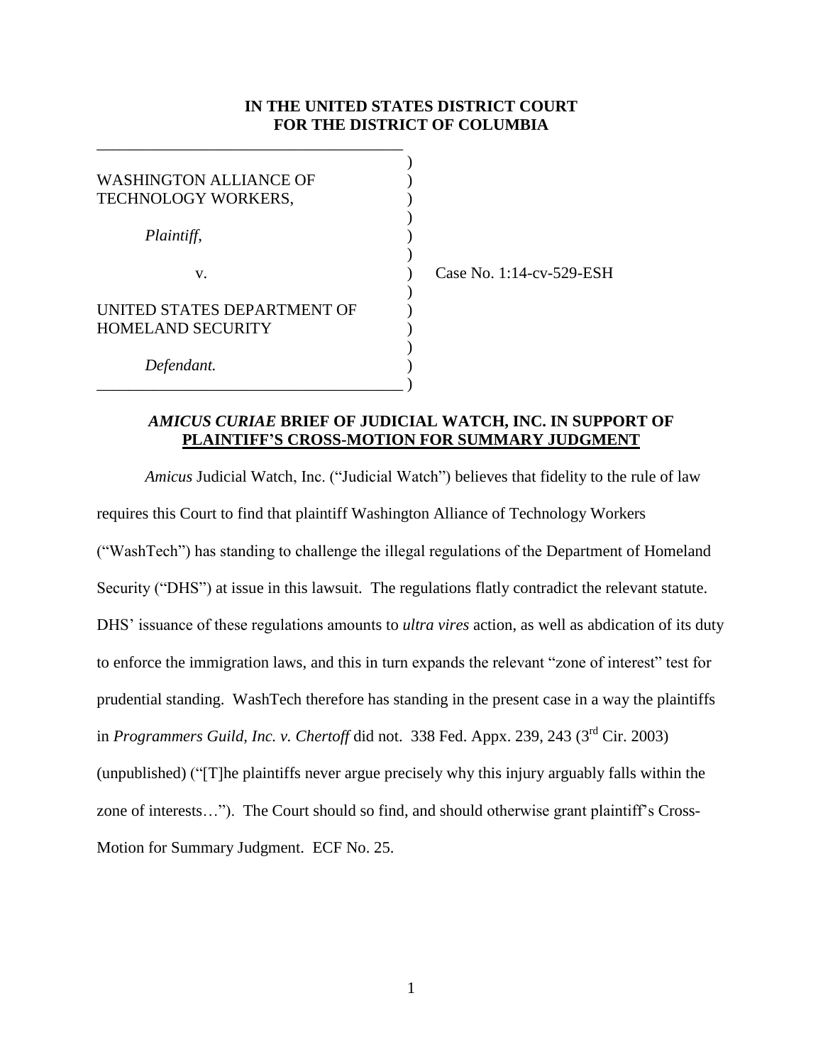**IN THE UNITED STATES DISTRICT COURT**
**FOR THE DISTRICT OF COLUMBIA**

| | |
|---|---|
| WASHINGTON ALLIANCE OF TECHNOLOGY WORKERS, | |
| *Plaintiff*, | |
| v. | Case No. 1:14-cv-529-ESH |
| UNITED STATES DEPARTMENT OF HOMELAND SECURITY | |
| *Defendant.* | |

## *AMICUS CURIAE* BRIEF OF JUDICIAL WATCH, INC. IN SUPPORT OF PLAINTIFF'S CROSS-MOTION FOR SUMMARY JUDGMENT

*Amicus* Judicial Watch, Inc. ("Judicial Watch") believes that fidelity to the rule of law requires this Court to find that plaintiff Washington Alliance of Technology Workers ("WashTech") has standing to challenge the illegal regulations of the Department of Homeland Security ("DHS") at issue in this lawsuit. The regulations flatly contradict the relevant statute. DHS' issuance of these regulations amounts to *ultra vires* action, as well as abdication of its duty to enforce the immigration laws, and this in turn expands the relevant "zone of interest" test for prudential standing. WashTech therefore has standing in the present case in a way the plaintiffs in *Programmers Guild, Inc. v. Chertoff* did not. 338 Fed. Appx. 239, 243 (3rd Cir. 2003) (unpublished) ("[T]he plaintiffs never argue precisely why this injury arguably falls within the zone of interests…"). The Court should so find, and should otherwise grant plaintiff's Cross-Motion for Summary Judgment. ECF No. 25.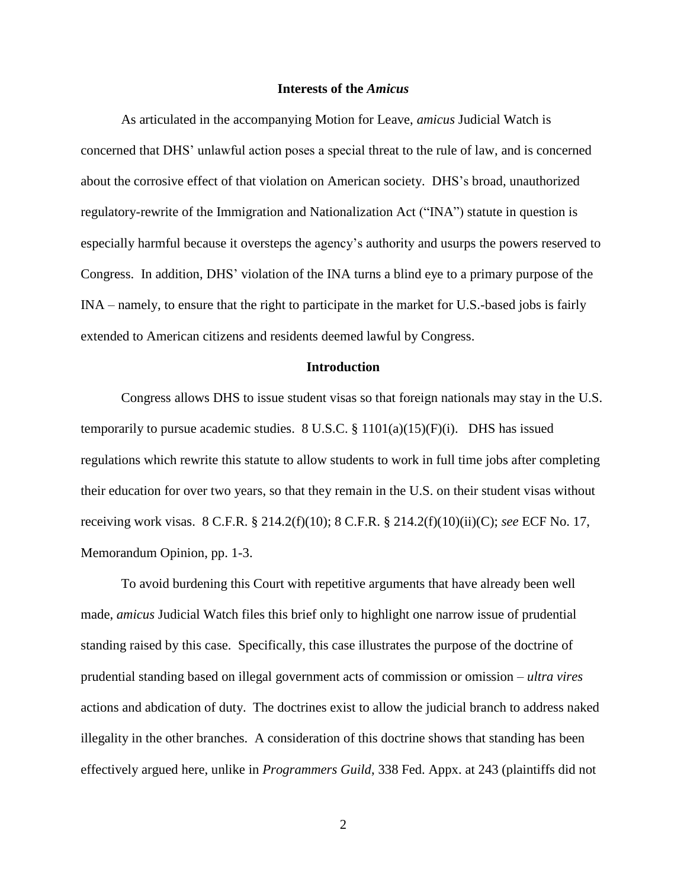## Interests of the *Amicus*

As articulated in the accompanying Motion for Leave, *amicus* Judicial Watch is concerned that DHS' unlawful action poses a special threat to the rule of law, and is concerned about the corrosive effect of that violation on American society. DHS's broad, unauthorized regulatory-rewrite of the Immigration and Nationalization Act ("INA") statute in question is especially harmful because it oversteps the agency's authority and usurps the powers reserved to Congress. In addition, DHS' violation of the INA turns a blind eye to a primary purpose of the INA – namely, to ensure that the right to participate in the market for U.S.-based jobs is fairly extended to American citizens and residents deemed lawful by Congress.

## Introduction

Congress allows DHS to issue student visas so that foreign nationals may stay in the U.S. temporarily to pursue academic studies. 8 U.S.C. § 1101(a)(15)(F)(i). DHS has issued regulations which rewrite this statute to allow students to work in full time jobs after completing their education for over two years, so that they remain in the U.S. on their student visas without receiving work visas. 8 C.F.R. § 214.2(f)(10); 8 C.F.R. § 214.2(f)(10)(ii)(C); *see* ECF No. 17, Memorandum Opinion, pp. 1-3.

To avoid burdening this Court with repetitive arguments that have already been well made, *amicus* Judicial Watch files this brief only to highlight one narrow issue of prudential standing raised by this case. Specifically, this case illustrates the purpose of the doctrine of prudential standing based on illegal government acts of commission or omission – *ultra vires* actions and abdication of duty. The doctrines exist to allow the judicial branch to address naked illegality in the other branches. A consideration of this doctrine shows that standing has been effectively argued here, unlike in *Programmers Guild*, 338 Fed. Appx. at 243 (plaintiffs did not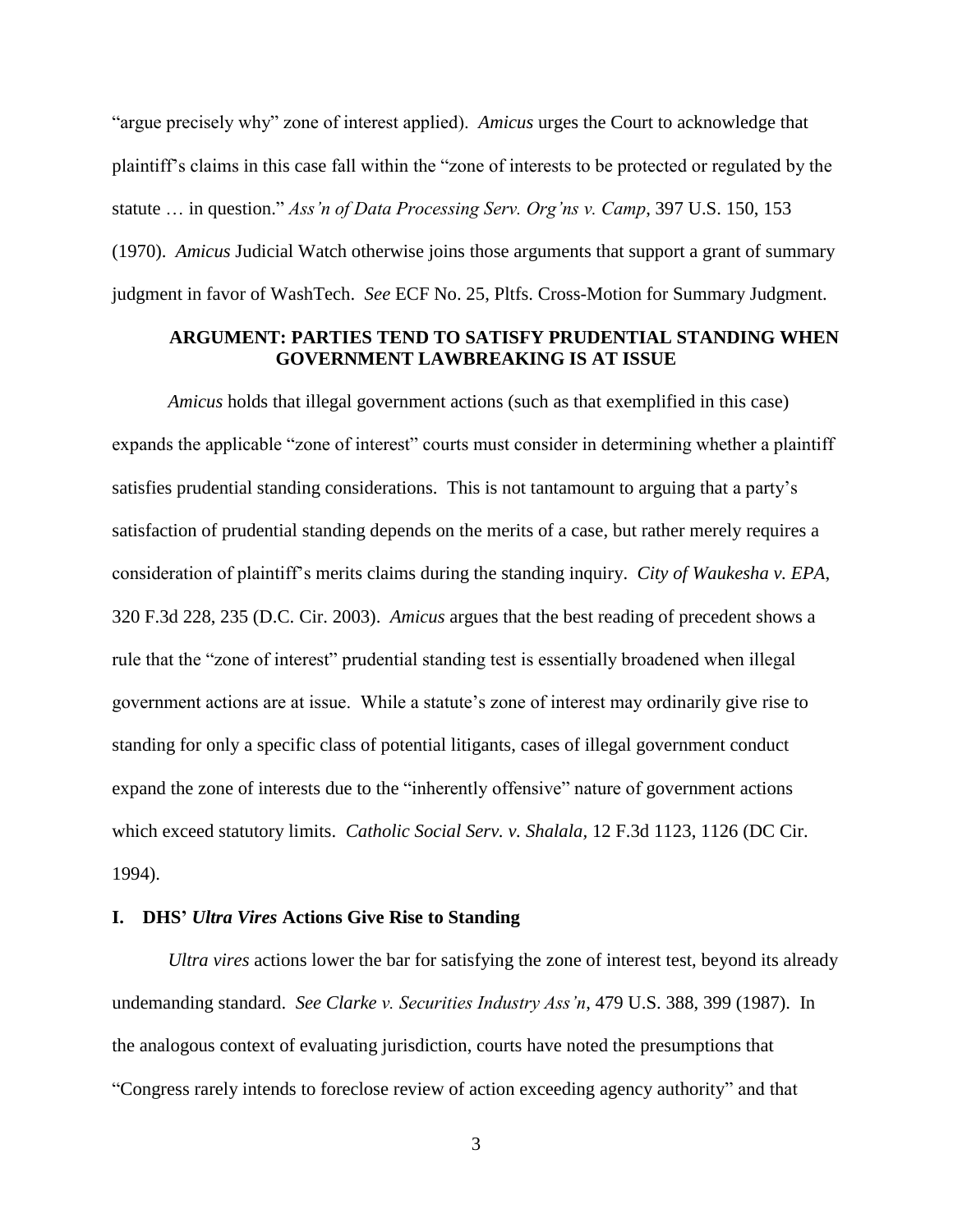"argue precisely why" zone of interest applied). *Amicus* urges the Court to acknowledge that plaintiff's claims in this case fall within the "zone of interests to be protected or regulated by the statute … in question." *Ass'n of Data Processing Serv. Org'ns v. Camp*, 397 U.S. 150, 153 (1970). *Amicus* Judicial Watch otherwise joins those arguments that support a grant of summary judgment in favor of WashTech. *See* ECF No. 25, Pltfs. Cross-Motion for Summary Judgment.

## ARGUMENT: PARTIES TEND TO SATISFY PRUDENTIAL STANDING WHEN GOVERNMENT LAWBREAKING IS AT ISSUE

*Amicus* holds that illegal government actions (such as that exemplified in this case) expands the applicable "zone of interest" courts must consider in determining whether a plaintiff satisfies prudential standing considerations. This is not tantamount to arguing that a party's satisfaction of prudential standing depends on the merits of a case, but rather merely requires a consideration of plaintiff's merits claims during the standing inquiry. *City of Waukesha v. EPA*, 320 F.3d 228, 235 (D.C. Cir. 2003). *Amicus* argues that the best reading of precedent shows a rule that the "zone of interest" prudential standing test is essentially broadened when illegal government actions are at issue. While a statute's zone of interest may ordinarily give rise to standing for only a specific class of potential litigants, cases of illegal government conduct expand the zone of interests due to the "inherently offensive" nature of government actions which exceed statutory limits. *Catholic Social Serv. v. Shalala*, 12 F.3d 1123, 1126 (DC Cir. 1994).

### I. DHS' *Ultra Vires* Actions Give Rise to Standing

*Ultra vires* actions lower the bar for satisfying the zone of interest test, beyond its already undemanding standard. *See Clarke v. Securities Industry Ass'n*, 479 U.S. 388, 399 (1987). In the analogous context of evaluating jurisdiction, courts have noted the presumptions that "Congress rarely intends to foreclose review of action exceeding agency authority" and that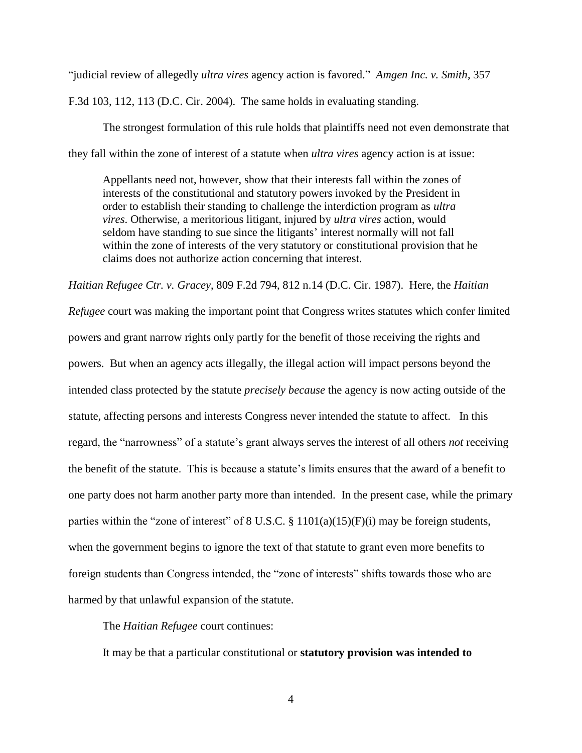"judicial review of allegedly *ultra vires* agency action is favored." *Amgen Inc. v. Smith*, 357 F.3d 103, 112, 113 (D.C. Cir. 2004). The same holds in evaluating standing.

The strongest formulation of this rule holds that plaintiffs need not even demonstrate that they fall within the zone of interest of a statute when *ultra vires* agency action is at issue:

> Appellants need not, however, show that their interests fall within the zones of interests of the constitutional and statutory powers invoked by the President in order to establish their standing to challenge the interdiction program as *ultra vires*. Otherwise, a meritorious litigant, injured by *ultra vires* action, would seldom have standing to sue since the litigants' interest normally will not fall within the zone of interests of the very statutory or constitutional provision that he claims does not authorize action concerning that interest.

*Haitian Refugee Ctr. v. Gracey*, 809 F.2d 794, 812 n.14 (D.C. Cir. 1987). Here, the *Haitian Refugee* court was making the important point that Congress writes statutes which confer limited powers and grant narrow rights only partly for the benefit of those receiving the rights and powers. But when an agency acts illegally, the illegal action will impact persons beyond the intended class protected by the statute *precisely because* the agency is now acting outside of the statute, affecting persons and interests Congress never intended the statute to affect. In this regard, the "narrowness" of a statute's grant always serves the interest of all others *not* receiving the benefit of the statute. This is because a statute's limits ensures that the award of a benefit to one party does not harm another party more than intended. In the present case, while the primary parties within the "zone of interest" of 8 U.S.C. § 1101(a)(15)(F)(i) may be foreign students, when the government begins to ignore the text of that statute to grant even more benefits to foreign students than Congress intended, the "zone of interests" shifts towards those who are harmed by that unlawful expansion of the statute.

The *Haitian Refugee* court continues:

> It may be that a particular constitutional or **statutory provision was intended to**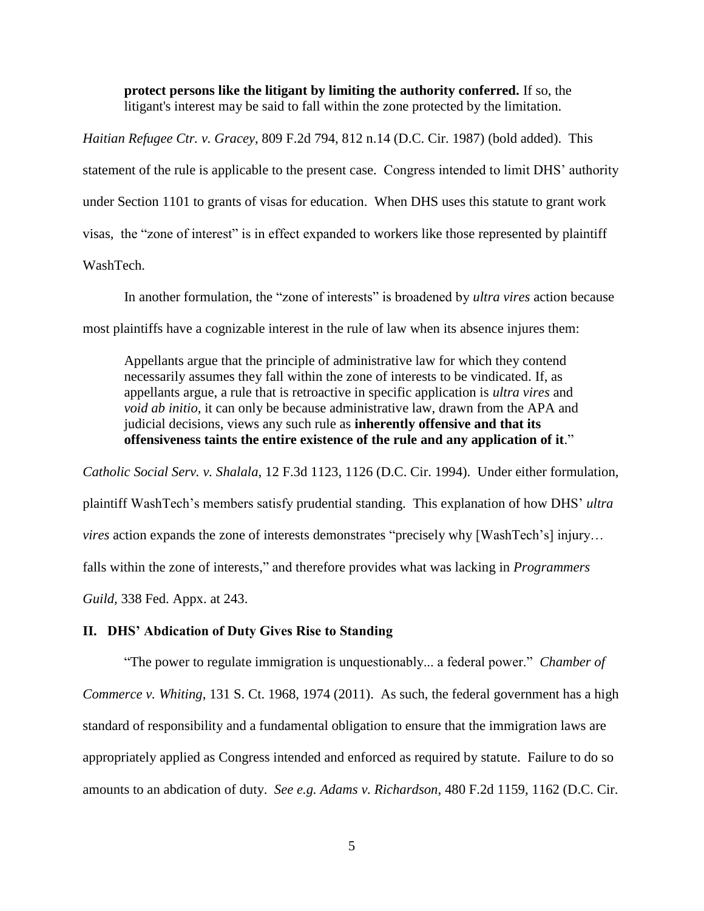> **protect persons like the litigant by limiting the authority conferred.** If so, the litigant's interest may be said to fall within the zone protected by the limitation.

*Haitian Refugee Ctr. v. Gracey*, 809 F.2d 794, 812 n.14 (D.C. Cir. 1987) (bold added). This statement of the rule is applicable to the present case. Congress intended to limit DHS' authority under Section 1101 to grants of visas for education. When DHS uses this statute to grant work visas, the "zone of interest" is in effect expanded to workers like those represented by plaintiff WashTech.

In another formulation, the "zone of interests" is broadened by *ultra vires* action because most plaintiffs have a cognizable interest in the rule of law when its absence injures them:

> Appellants argue that the principle of administrative law for which they contend necessarily assumes they fall within the zone of interests to be vindicated. If, as appellants argue, a rule that is retroactive in specific application is *ultra vires* and *void ab initio*, it can only be because administrative law, drawn from the APA and judicial decisions, views any such rule as **inherently offensive and that its offensiveness taints the entire existence of the rule and any application of it**."

*Catholic Social Serv. v. Shalala,* 12 F.3d 1123, 1126 (D.C. Cir. 1994). Under either formulation, plaintiff WashTech's members satisfy prudential standing. This explanation of how DHS' *ultra vires* action expands the zone of interests demonstrates "precisely why [WashTech's] injury… falls within the zone of interests," and therefore provides what was lacking in *Programmers Guild,* 338 Fed. Appx. at 243.

## II. DHS' Abdication of Duty Gives Rise to Standing

"The power to regulate immigration is unquestionably... a federal power." *Chamber of Commerce v. Whiting*, 131 S. Ct. 1968, 1974 (2011). As such, the federal government has a high standard of responsibility and a fundamental obligation to ensure that the immigration laws are appropriately applied as Congress intended and enforced as required by statute. Failure to do so amounts to an abdication of duty. *See e.g. Adams v. Richardson*, 480 F.2d 1159, 1162 (D.C. Cir.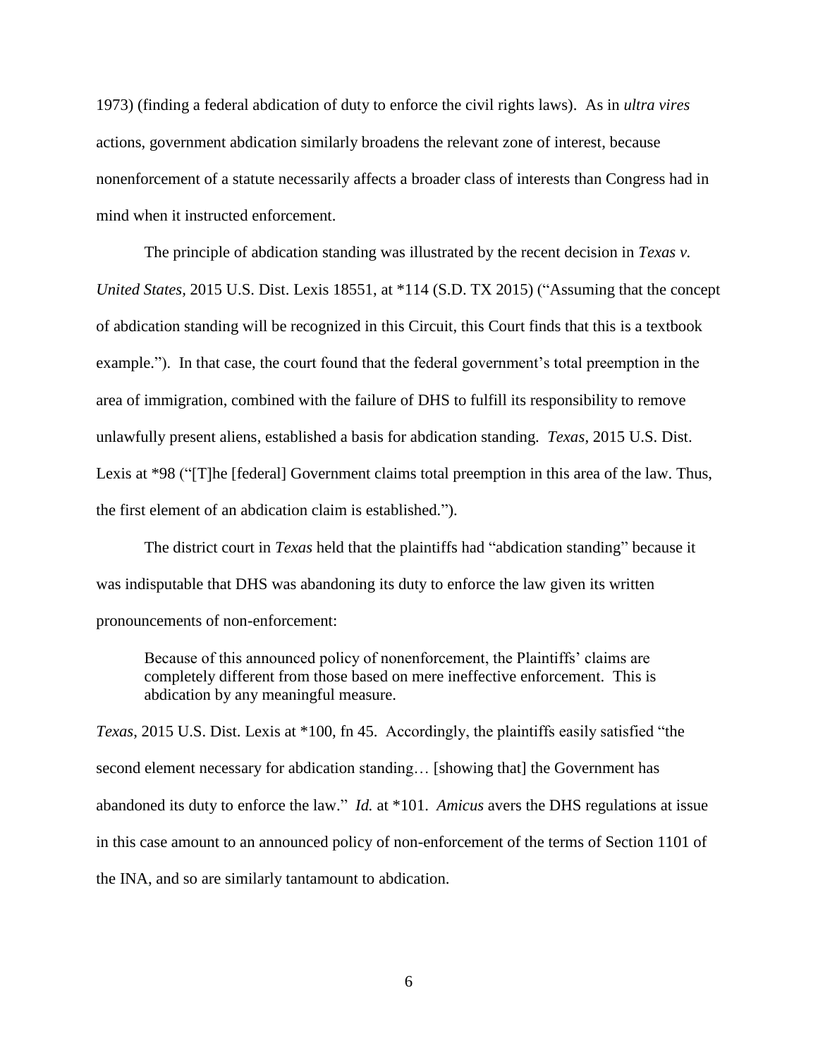1973) (finding a federal abdication of duty to enforce the civil rights laws). As in *ultra vires* actions, government abdication similarly broadens the relevant zone of interest, because nonenforcement of a statute necessarily affects a broader class of interests than Congress had in mind when it instructed enforcement.

The principle of abdication standing was illustrated by the recent decision in *Texas v. United States*, 2015 U.S. Dist. Lexis 18551, at *114 (S.D. TX 2015) ("Assuming that the concept of abdication standing will be recognized in this Circuit, this Court finds that this is a textbook example."). In that case, the court found that the federal government's total preemption in the area of immigration, combined with the failure of DHS to fulfill its responsibility to remove unlawfully present aliens, established a basis for abdication standing. *Texas*, 2015 U.S. Dist. Lexis at *98 ("[T]he [federal] Government claims total preemption in this area of the law. Thus, the first element of an abdication claim is established.").

The district court in *Texas* held that the plaintiffs had "abdication standing" because it was indisputable that DHS was abandoning its duty to enforce the law given its written pronouncements of non-enforcement:

> Because of this announced policy of nonenforcement, the Plaintiffs' claims are completely different from those based on mere ineffective enforcement. This is abdication by any meaningful measure.

*Texas*, 2015 U.S. Dist. Lexis at *100, fn 45. Accordingly, the plaintiffs easily satisfied "the second element necessary for abdication standing… [showing that] the Government has abandoned its duty to enforce the law." *Id.* at *101. *Amicus* avers the DHS regulations at issue in this case amount to an announced policy of non-enforcement of the terms of Section 1101 of the INA, and so are similarly tantamount to abdication.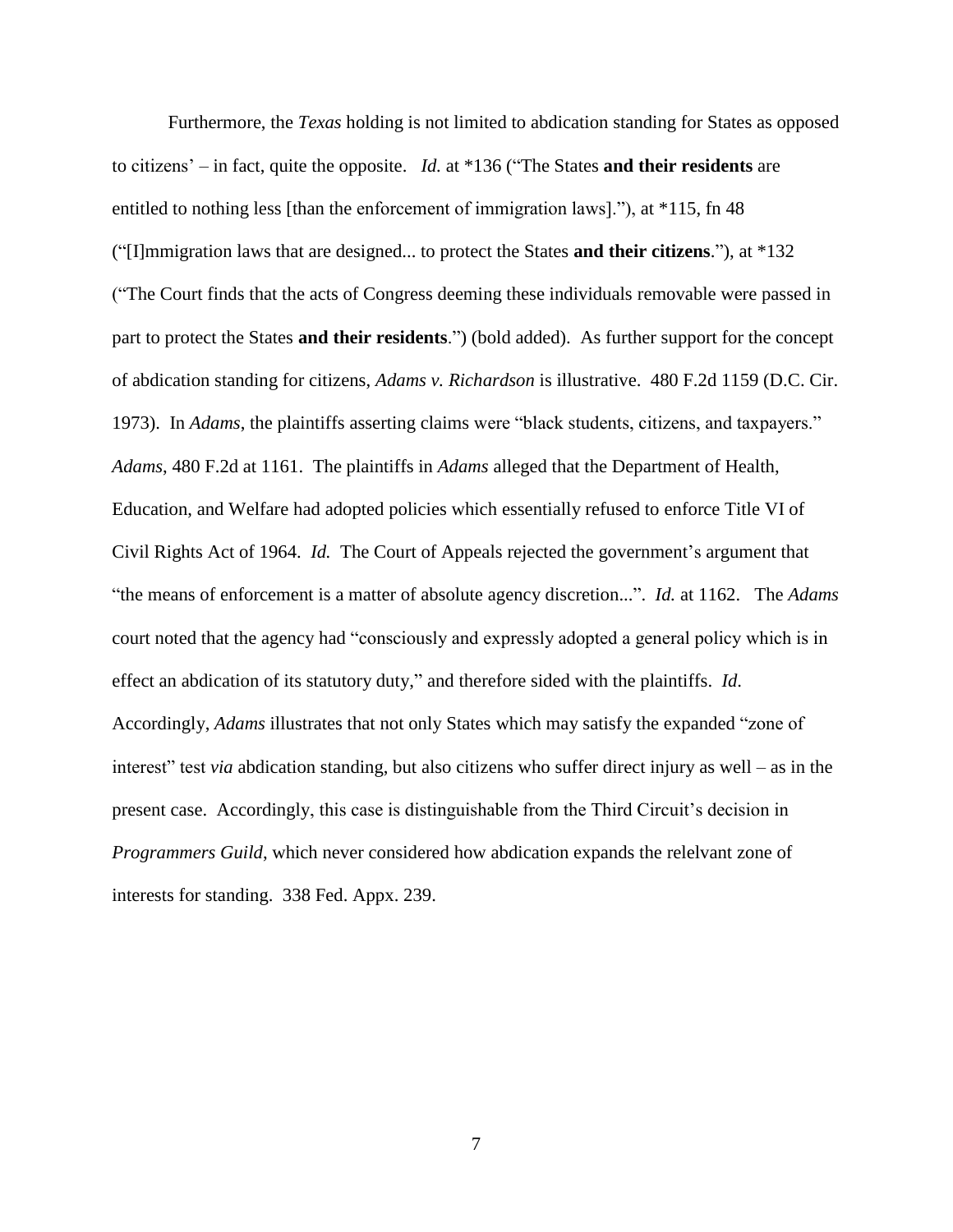Furthermore, the *Texas* holding is not limited to abdication standing for States as opposed to citizens' – in fact, quite the opposite. *Id.* at *136 ("The States **and their residents** are entitled to nothing less [than the enforcement of immigration laws]."), at *115, fn 48 ("[I]mmigration laws that are designed... to protect the States **and their citizens**."), at *132 ("The Court finds that the acts of Congress deeming these individuals removable were passed in part to protect the States **and their residents**.") (bold added). As further support for the concept of abdication standing for citizens, *Adams v. Richardson* is illustrative. 480 F.2d 1159 (D.C. Cir. 1973). In *Adams*, the plaintiffs asserting claims were "black students, citizens, and taxpayers." *Adams*, 480 F.2d at 1161. The plaintiffs in *Adams* alleged that the Department of Health, Education, and Welfare had adopted policies which essentially refused to enforce Title VI of Civil Rights Act of 1964. *Id.* The Court of Appeals rejected the government's argument that "the means of enforcement is a matter of absolute agency discretion...". *Id.* at 1162. The *Adams* court noted that the agency had "consciously and expressly adopted a general policy which is in effect an abdication of its statutory duty," and therefore sided with the plaintiffs. *Id.* Accordingly, *Adams* illustrates that not only States which may satisfy the expanded "zone of interest" test *via* abdication standing, but also citizens who suffer direct injury as well – as in the present case. Accordingly, this case is distinguishable from the Third Circuit's decision in *Programmers Guild*, which never considered how abdication expands the relelvant zone of interests for standing. 338 Fed. Appx. 239.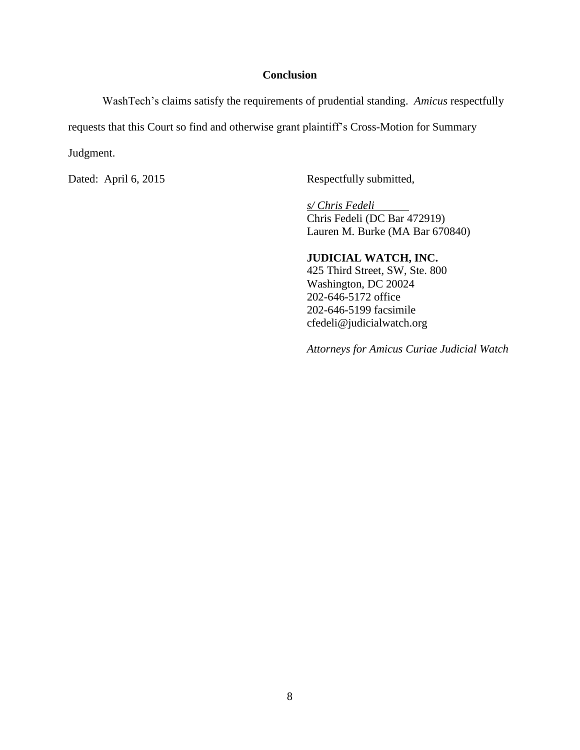## Conclusion

WashTech's claims satisfy the requirements of prudential standing. *Amicus* respectfully requests that this Court so find and otherwise grant plaintiff's Cross-Motion for Summary Judgment.

Dated: April 6, 2015

Respectfully submitted,

*s/ Chris Fedeli*
Chris Fedeli (DC Bar 472919)
Lauren M. Burke (MA Bar 670840)

**JUDICIAL WATCH, INC.**
425 Third Street, SW, Ste. 800
Washington, DC 20024
202-646-5172 office
202-646-5199 facsimile
cfedeli@judicialwatch.org

*Attorneys for Amicus Curiae Judicial Watch*